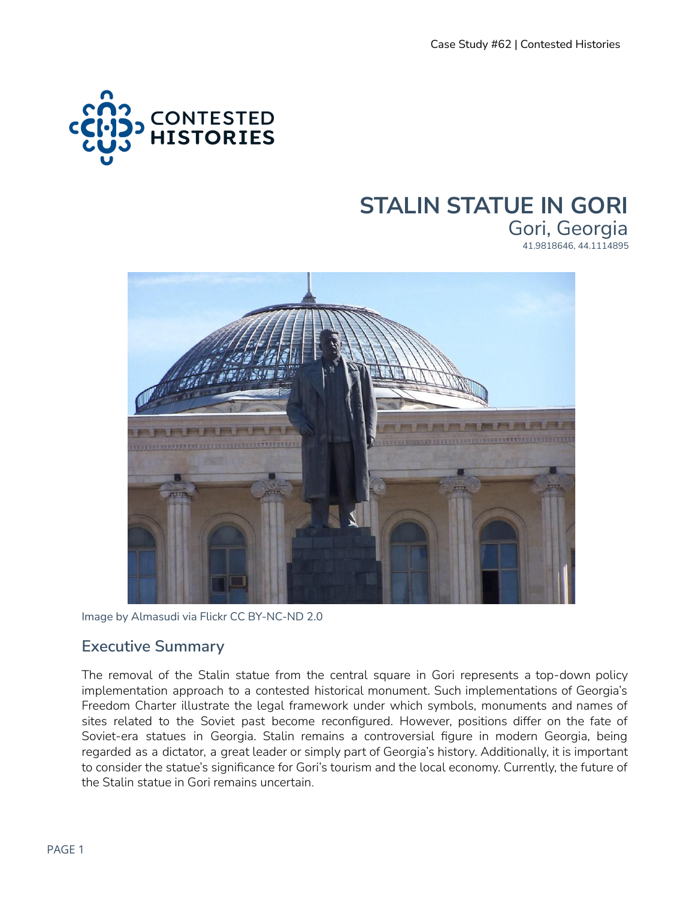# STALIN STATUE IN GORI

Gori, Georgia

41.9818646, 44.1114895

Image by Almasudi via Flickr CC BY-NC-ND 2.0

## Executive Summary

The removal of the Stalin statue from the central square in Gori represents a top-down policy implementation approach to a contested historical monument. Such implementations of Georgia's Freedom Charter illustrate the legal framework under which symbols, monuments and names of sites related to the Soviet past become reconfigured. However, positions differ on the fate of Soviet-era statues in Georgia. Stalin remains a controversial figure in modern Georgia, being regarded as a dictator, a great leader or simply part of Georgia's history. Additionally, it is important to consider the statue's significance for Gori's tourism and the local economy. Currently, the future of the Stalin statue in Gori remains uncertain.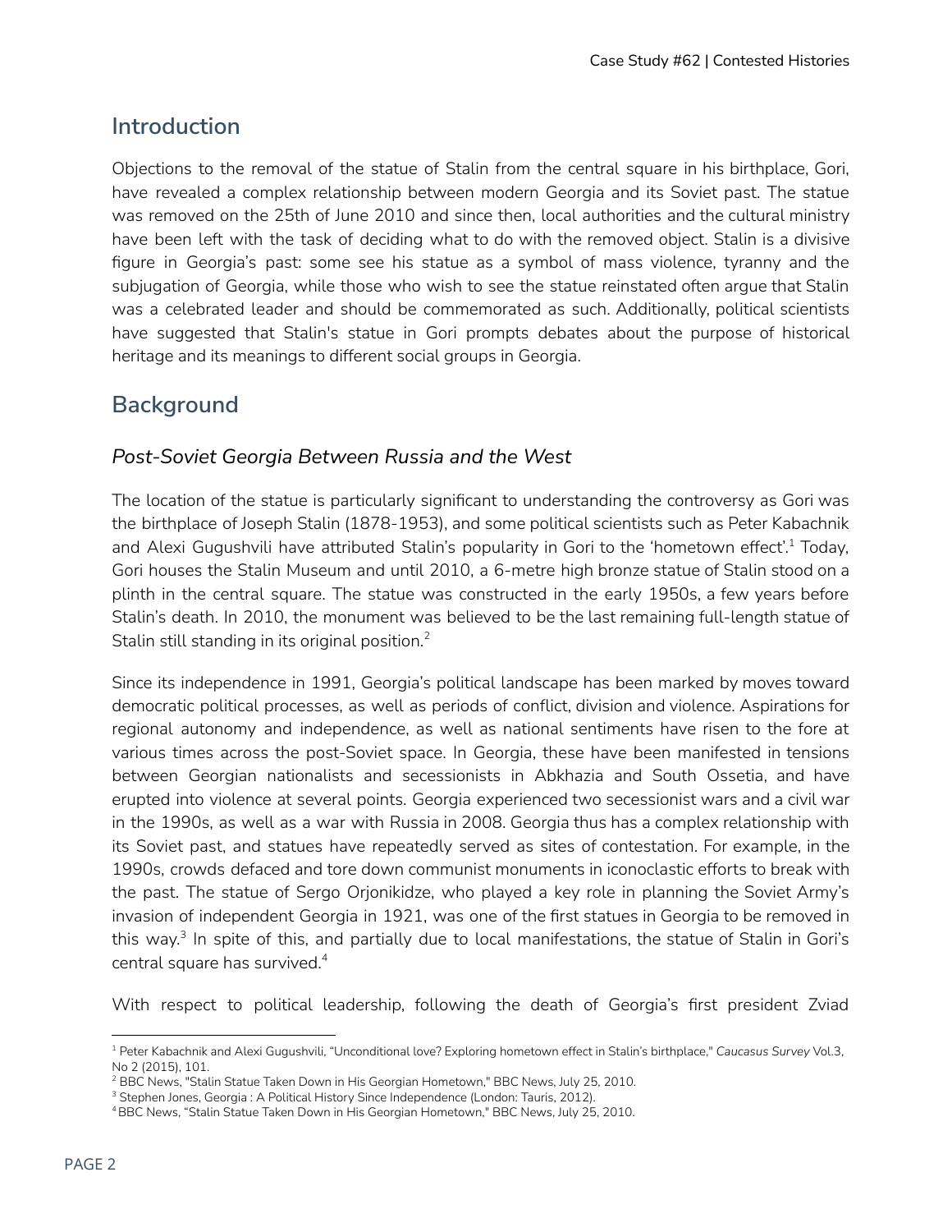## Introduction

Objections to the removal of the statue of Stalin from the central square in his birthplace, Gori, have revealed a complex relationship between modern Georgia and its Soviet past. The statue was removed on the 25th of June 2010 and since then, local authorities and the cultural ministry have been left with the task of deciding what to do with the removed object. Stalin is a divisive figure in Georgia's past: some see his statue as a symbol of mass violence, tyranny and the subjugation of Georgia, while those who wish to see the statue reinstated often argue that Stalin was a celebrated leader and should be commemorated as such. Additionally, political scientists have suggested that Stalin's statue in Gori prompts debates about the purpose of historical heritage and its meanings to different social groups in Georgia.

## Background

### *Post-Soviet Georgia Between Russia and the West*

The location of the statue is particularly significant to understanding the controversy as Gori was the birthplace of Joseph Stalin (1878-1953), and some political scientists such as Peter Kabachnik and Alexi Gugushvili have attributed Stalin's popularity in Gori to the 'hometown effect'.[1] Today, Gori houses the Stalin Museum and until 2010, a 6-metre high bronze statue of Stalin stood on a plinth in the central square. The statue was constructed in the early 1950s, a few years before Stalin's death. In 2010, the monument was believed to be the last remaining full-length statue of Stalin still standing in its original position.[2]

Since its independence in 1991, Georgia's political landscape has been marked by moves toward democratic political processes, as well as periods of conflict, division and violence. Aspirations for regional autonomy and independence, as well as national sentiments have risen to the fore at various times across the post-Soviet space. In Georgia, these have been manifested in tensions between Georgian nationalists and secessionists in Abkhazia and South Ossetia, and have erupted into violence at several points. Georgia experienced two secessionist wars and a civil war in the 1990s, as well as a war with Russia in 2008. Georgia thus has a complex relationship with its Soviet past, and statues have repeatedly served as sites of contestation. For example, in the 1990s, crowds defaced and tore down communist monuments in iconoclastic efforts to break with the past. The statue of Sergo Orjonikidze, who played a key role in planning the Soviet Army's invasion of independent Georgia in 1921, was one of the first statues in Georgia to be removed in this way.[3] In spite of this, and partially due to local manifestations, the statue of Stalin in Gori's central square has survived.[4]

With respect to political leadership, following the death of Georgia's first president Zviad

---

[1] Peter Kabachnik and Alexi Gugushvili, "Unconditional love? Exploring hometown effect in Stalin's birthplace," *Caucasus Survey* Vol.3, No 2 (2015), 101.

[2] BBC News, "Stalin Statue Taken Down in His Georgian Hometown," BBC News, July 25, 2010.

[3] Stephen Jones, Georgia : A Political History Since Independence (London: Tauris, 2012).

[4] BBC News, "Stalin Statue Taken Down in His Georgian Hometown," BBC News, July 25, 2010.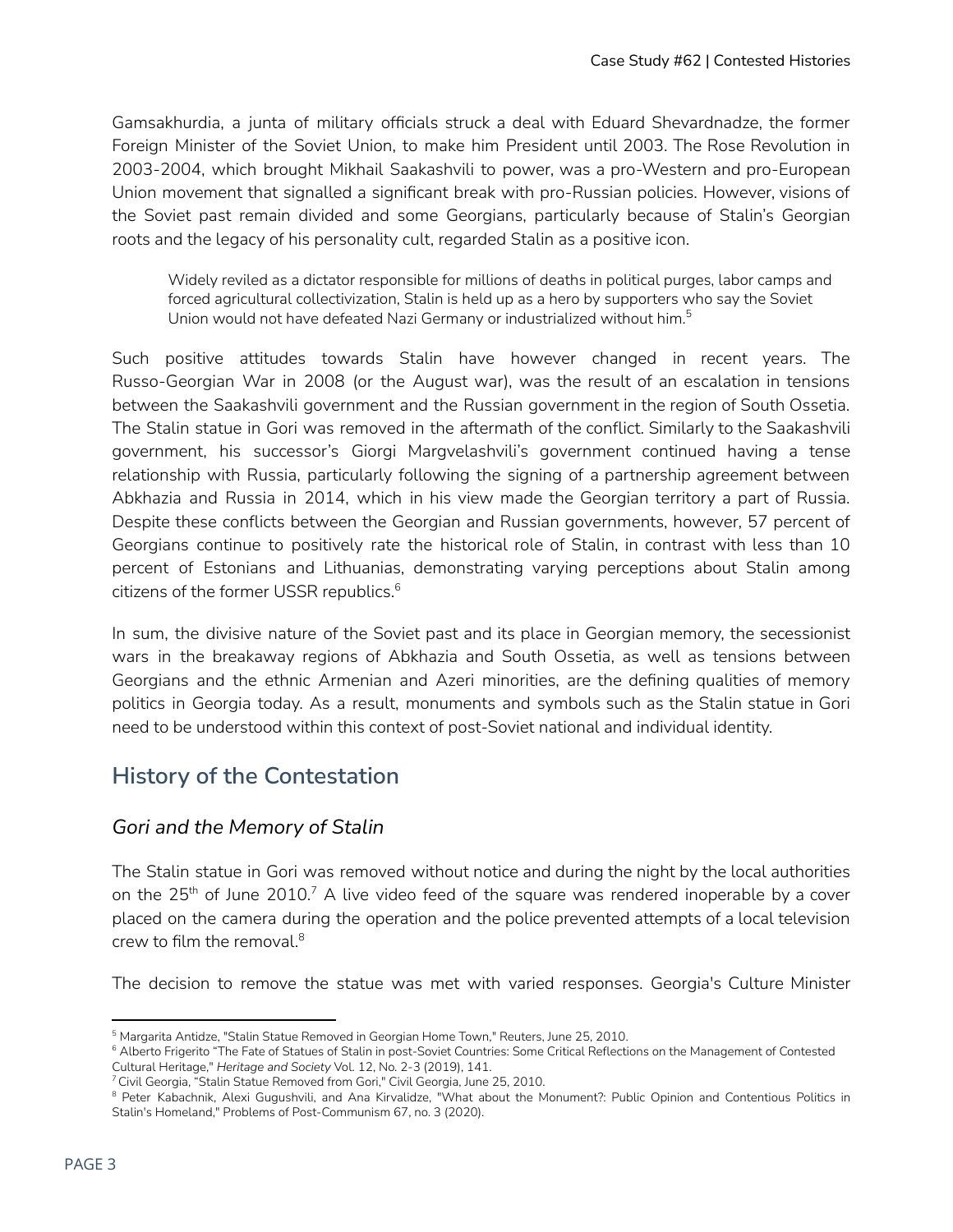Gamsakhurdia, a junta of military officials struck a deal with Eduard Shevardnadze, the former Foreign Minister of the Soviet Union, to make him President until 2003. The Rose Revolution in 2003-2004, which brought Mikhail Saakashvili to power, was a pro-Western and pro-European Union movement that signalled a significant break with pro-Russian policies. However, visions of the Soviet past remain divided and some Georgians, particularly because of Stalin's Georgian roots and the legacy of his personality cult, regarded Stalin as a positive icon.

> Widely reviled as a dictator responsible for millions of deaths in political purges, labor camps and forced agricultural collectivization, Stalin is held up as a hero by supporters who say the Soviet Union would not have defeated Nazi Germany or industrialized without him.[5]

Such positive attitudes towards Stalin have however changed in recent years. The Russo-Georgian War in 2008 (or the August war), was the result of an escalation in tensions between the Saakashvili government and the Russian government in the region of South Ossetia. The Stalin statue in Gori was removed in the aftermath of the conflict. Similarly to the Saakashvili government, his successor's Giorgi Margvelashvili's government continued having a tense relationship with Russia, particularly following the signing of a partnership agreement between Abkhazia and Russia in 2014, which in his view made the Georgian territory a part of Russia. Despite these conflicts between the Georgian and Russian governments, however, 57 percent of Georgians continue to positively rate the historical role of Stalin, in contrast with less than 10 percent of Estonians and Lithuanias, demonstrating varying perceptions about Stalin among citizens of the former USSR republics.[6]

In sum, the divisive nature of the Soviet past and its place in Georgian memory, the secessionist wars in the breakaway regions of Abkhazia and South Ossetia, as well as tensions between Georgians and the ethnic Armenian and Azeri minorities, are the defining qualities of memory politics in Georgia today. As a result, monuments and symbols such as the Stalin statue in Gori need to be understood within this context of post-Soviet national and individual identity.

## History of the Contestation

### *Gori and the Memory of Stalin*

The Stalin statue in Gori was removed without notice and during the night by the local authorities on the 25th of June 2010.[7] A live video feed of the square was rendered inoperable by a cover placed on the camera during the operation and the police prevented attempts of a local television crew to film the removal.[8]

The decision to remove the statue was met with varied responses. Georgia's Culture Minister

---

[5] Margarita Antidze, "Stalin Statue Removed in Georgian Home Town," Reuters, June 25, 2010.

[6] Alberto Frigerito "The Fate of Statues of Stalin in post-Soviet Countries: Some Critical Reflections on the Management of Contested Cultural Heritage," *Heritage and Society* Vol. 12, No. 2-3 (2019), 141.

[7] Civil Georgia, "Stalin Statue Removed from Gori," Civil Georgia, June 25, 2010.

[8] Peter Kabachnik, Alexi Gugushvili, and Ana Kirvalidze, "What about the Monument?: Public Opinion and Contentious Politics in Stalin's Homeland," Problems of Post-Communism 67, no. 3 (2020).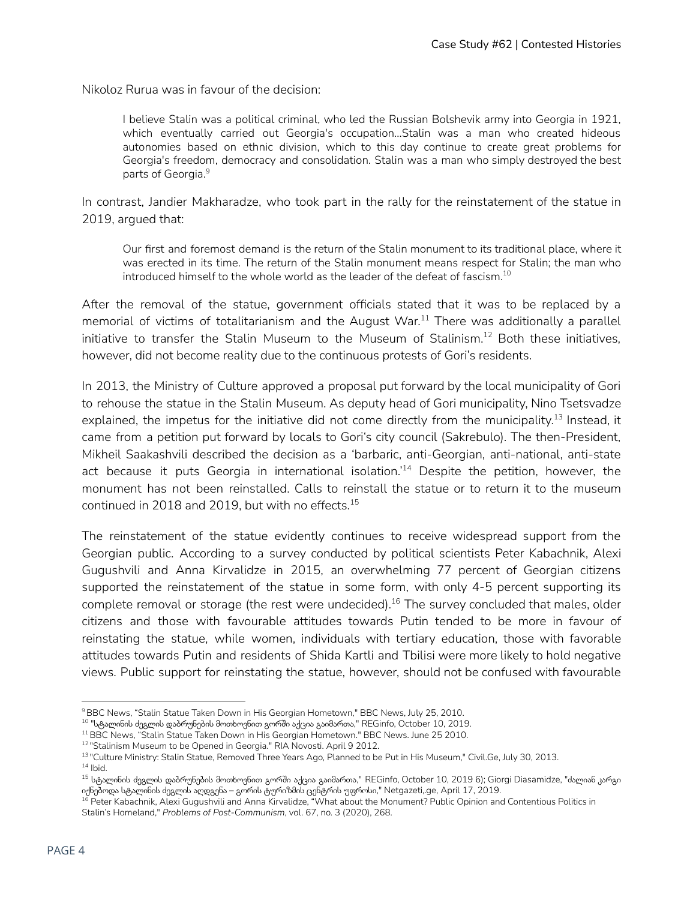Nikoloz Rurua was in favour of the decision:

> I believe Stalin was a political criminal, who led the Russian Bolshevik army into Georgia in 1921, which eventually carried out Georgia's occupation...Stalin was a man who created hideous autonomies based on ethnic division, which to this day continue to create great problems for Georgia's freedom, democracy and consolidation. Stalin was a man who simply destroyed the best parts of Georgia.[9]

In contrast, Jandier Makharadze, who took part in the rally for the reinstatement of the statue in 2019, argued that:

> Our first and foremost demand is the return of the Stalin monument to its traditional place, where it was erected in its time. The return of the Stalin monument means respect for Stalin; the man who introduced himself to the whole world as the leader of the defeat of fascism.[10]

After the removal of the statue, government officials stated that it was to be replaced by a memorial of victims of totalitarianism and the August War.[11] There was additionally a parallel initiative to transfer the Stalin Museum to the Museum of Stalinism.[12] Both these initiatives, however, did not become reality due to the continuous protests of Gori's residents.

In 2013, the Ministry of Culture approved a proposal put forward by the local municipality of Gori to rehouse the statue in the Stalin Museum. As deputy head of Gori municipality, Nino Tsetsvadze explained, the impetus for the initiative did not come directly from the municipality.[13] Instead, it came from a petition put forward by locals to Gori's city council (Sakrebulo). The then-President, Mikheil Saakashvili described the decision as a 'barbaric, anti-Georgian, anti-national, anti-state act because it puts Georgia in international isolation.'[14] Despite the petition, however, the monument has not been reinstalled. Calls to reinstall the statue or to return it to the museum continued in 2018 and 2019, but with no effects.[15]

The reinstatement of the statue evidently continues to receive widespread support from the Georgian public. According to a survey conducted by political scientists Peter Kabachnik, Alexi Gugushvili and Anna Kirvalidze in 2015, an overwhelming 77 percent of Georgian citizens supported the reinstatement of the statue in some form, with only 4-5 percent supporting its complete removal or storage (the rest were undecided).[16] The survey concluded that males, older citizens and those with favourable attitudes towards Putin tended to be more in favour of reinstating the statue, while women, individuals with tertiary education, those with favorable attitudes towards Putin and residents of Shida Kartli and Tbilisi were more likely to hold negative views. Public support for reinstating the statue, however, should not be confused with favourable

---

[9] BBC News, "Stalin Statue Taken Down in His Georgian Hometown," BBC News, July 25, 2010.

[10] "სტალინის ძეგლის დაბრუნების მოთხოვნით გორში აქცია გაიმართა," REGinfo, October 10, 2019.

[11] BBC News, "Stalin Statue Taken Down in His Georgian Hometown." BBC News. June 25 2010.

[12] "Stalinism Museum to be Opened in Georgia." RIA Novosti. April 9 2012.

[13] "Culture Ministry: Stalin Statue, Removed Three Years Ago, Planned to be Put in His Museum," Civil.Ge, July 30, 2013.

[14] Ibid.

[15] სტალინის ძეგლის დაბრუნების მოთხოვნით გორში აქცია გაიმართა," REGinfo, October 10, 2019 6); Giorgi Diasamidze, "ძალიან კარგი იქნებოდა სტალინის ძეგლის აღდგენა – გორის ტურიზმის ცენტრის უფროსი," Netgazeti,.ge, April 17, 2019.

[16] Peter Kabachnik, Alexi Gugushvili and Anna Kirvalidze, "What about the Monument? Public Opinion and Contentious Politics in Stalin's Homeland," *Problems of Post-Communism*, vol. 67, no. 3 (2020), 268.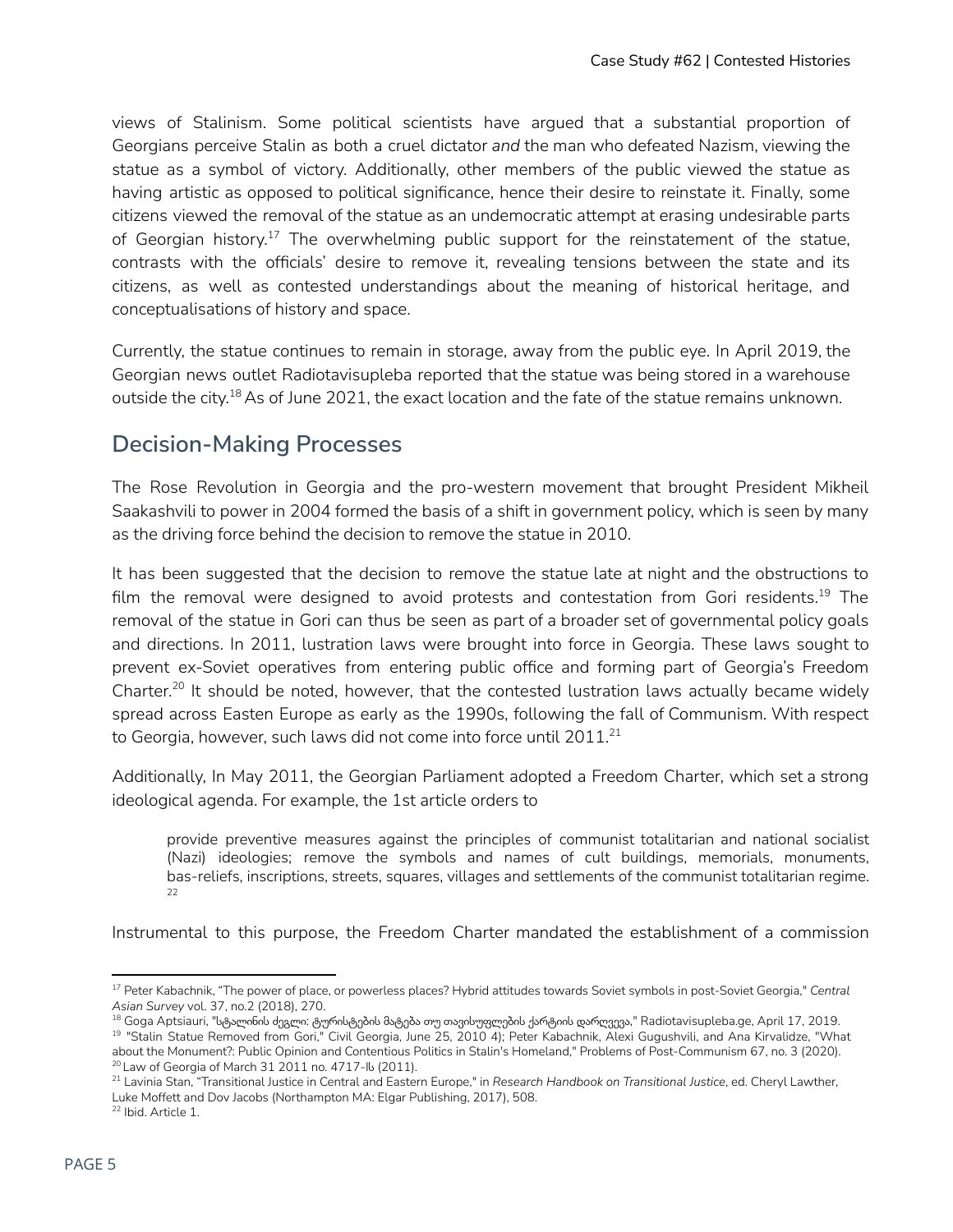views of Stalinism. Some political scientists have argued that a substantial proportion of Georgians perceive Stalin as both a cruel dictator *and* the man who defeated Nazism, viewing the statue as a symbol of victory. Additionally, other members of the public viewed the statue as having artistic as opposed to political significance, hence their desire to reinstate it. Finally, some citizens viewed the removal of the statue as an undemocratic attempt at erasing undesirable parts of Georgian history.[17] The overwhelming public support for the reinstatement of the statue, contrasts with the officials' desire to remove it, revealing tensions between the state and its citizens, as well as contested understandings about the meaning of historical heritage, and conceptualisations of history and space.

Currently, the statue continues to remain in storage, away from the public eye. In April 2019, the Georgian news outlet Radiotavisupleba reported that the statue was being stored in a warehouse outside the city.[18] As of June 2021, the exact location and the fate of the statue remains unknown.

## Decision-Making Processes

The Rose Revolution in Georgia and the pro-western movement that brought President Mikheil Saakashvili to power in 2004 formed the basis of a shift in government policy, which is seen by many as the driving force behind the decision to remove the statue in 2010.

It has been suggested that the decision to remove the statue late at night and the obstructions to film the removal were designed to avoid protests and contestation from Gori residents.[19] The removal of the statue in Gori can thus be seen as part of a broader set of governmental policy goals and directions. In 2011, lustration laws were brought into force in Georgia. These laws sought to prevent ex-Soviet operatives from entering public office and forming part of Georgia's Freedom Charter.[20] It should be noted, however, that the contested lustration laws actually became widely spread across Easten Europe as early as the 1990s, following the fall of Communism. With respect to Georgia, however, such laws did not come into force until 2011.[21]

Additionally, In May 2011, the Georgian Parliament adopted a Freedom Charter, which set a strong ideological agenda. For example, the 1st article orders to

> provide preventive measures against the principles of communist totalitarian and national socialist (Nazi) ideologies; remove the symbols and names of cult buildings, memorials, monuments, bas-reliefs, inscriptions, streets, squares, villages and settlements of the communist totalitarian regime.[22]

Instrumental to this purpose, the Freedom Charter mandated the establishment of a commission

---

[17] Peter Kabachnik, "The power of place, or powerless places? Hybrid attitudes towards Soviet symbols in post-Soviet Georgia," *Central Asian Survey* vol. 37, no.2 (2018), 270.

[18] Goga Aptsiauri, "სტალინის ძეგლი: ტურისტების მატება თუ თავისუფლების ქარტიის დარღვევა," Radiotavisupleba.ge, April 17, 2019.

[19] "Stalin Statue Removed from Gori," Civil Georgia, June 25, 2010 4); Peter Kabachnik, Alexi Gugushvili, and Ana Kirvalidze, "What about the Monument?: Public Opinion and Contentious Politics in Stalin's Homeland," Problems of Post-Communism 67, no. 3 (2020).

[20] Law of Georgia of March 31 2011 no. 4717-Iს (2011).

[21] Lavinia Stan, "Transitional Justice in Central and Eastern Europe," in *Research Handbook on Transitional Justice*, ed. Cheryl Lawther, Luke Moffett and Dov Jacobs (Northampton MA: Elgar Publishing, 2017), 508.

[22] Ibid. Article 1.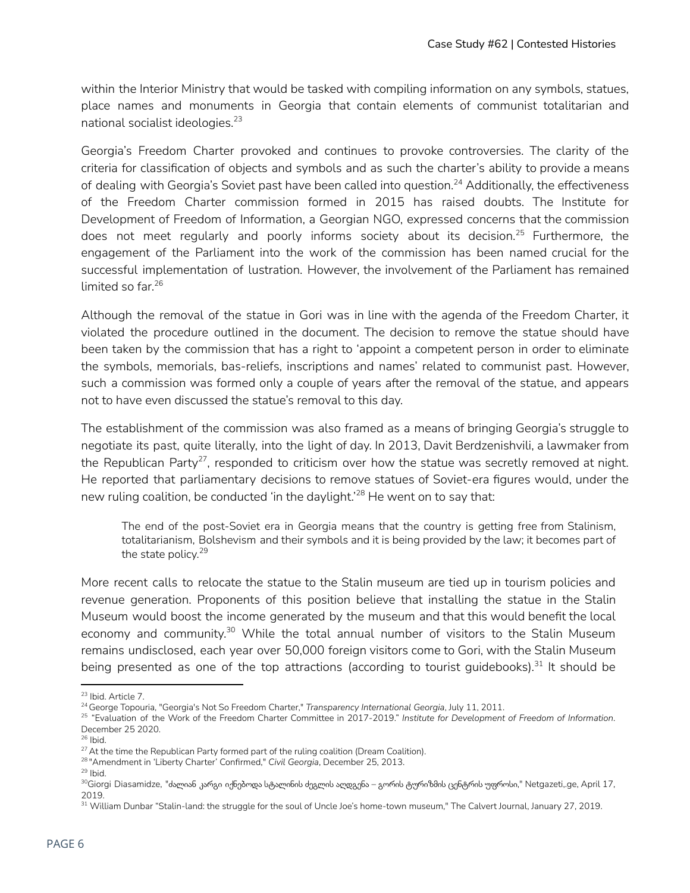within the Interior Ministry that would be tasked with compiling information on any symbols, statues, place names and monuments in Georgia that contain elements of communist totalitarian and national socialist ideologies.[23]

Georgia's Freedom Charter provoked and continues to provoke controversies. The clarity of the criteria for classification of objects and symbols and as such the charter's ability to provide a means of dealing with Georgia's Soviet past have been called into question.[24] Additionally, the effectiveness of the Freedom Charter commission formed in 2015 has raised doubts. The Institute for Development of Freedom of Information, a Georgian NGO, expressed concerns that the commission does not meet regularly and poorly informs society about its decision.[25] Furthermore, the engagement of the Parliament into the work of the commission has been named crucial for the successful implementation of lustration. However, the involvement of the Parliament has remained limited so far.[26]

Although the removal of the statue in Gori was in line with the agenda of the Freedom Charter, it violated the procedure outlined in the document. The decision to remove the statue should have been taken by the commission that has a right to 'appoint a competent person in order to eliminate the symbols, memorials, bas-reliefs, inscriptions and names' related to communist past. However, such a commission was formed only a couple of years after the removal of the statue, and appears not to have even discussed the statue's removal to this day.

The establishment of the commission was also framed as a means of bringing Georgia's struggle to negotiate its past, quite literally, into the light of day. In 2013, Davit Berdzenishvili, a lawmaker from the Republican Party[27], responded to criticism over how the statue was secretly removed at night. He reported that parliamentary decisions to remove statues of Soviet-era figures would, under the new ruling coalition, be conducted 'in the daylight.'[28] He went on to say that:

> The end of the post-Soviet era in Georgia means that the country is getting free from Stalinism, totalitarianism, Bolshevism and their symbols and it is being provided by the law; it becomes part of the state policy.[29]

More recent calls to relocate the statue to the Stalin museum are tied up in tourism policies and revenue generation. Proponents of this position believe that installing the statue in the Stalin Museum would boost the income generated by the museum and that this would benefit the local economy and community.[30] While the total annual number of visitors to the Stalin Museum remains undisclosed, each year over 50,000 foreign visitors come to Gori, with the Stalin Museum being presented as one of the top attractions (according to tourist guidebooks).[31] It should be

---

[23] Ibid. Article 7.

[24] George Topouria, "Georgia's Not So Freedom Charter," *Transparency International Georgia*, July 11, 2011.

[25] "Evaluation of the Work of the Freedom Charter Committee in 2017-2019." *Institute for Development of Freedom of Information*. December 25 2020.

[26] Ibid.

[27] At the time the Republican Party formed part of the ruling coalition (Dream Coalition).

[28] "Amendment in 'Liberty Charter' Confirmed," *Civil Georgia*, December 25, 2013.

[29] Ibid.

[30] Giorgi Diasamidze, "ძალიან კარგი იქნებოდა სტალინის ძეგლის აღდგენა – გორის ტურიზმის ცენტრის უფროსი," Netgazeti,.ge, April 17, 2019.

[31] William Dunbar "Stalin-land: the struggle for the soul of Uncle Joe's home-town museum," The Calvert Journal, January 27, 2019.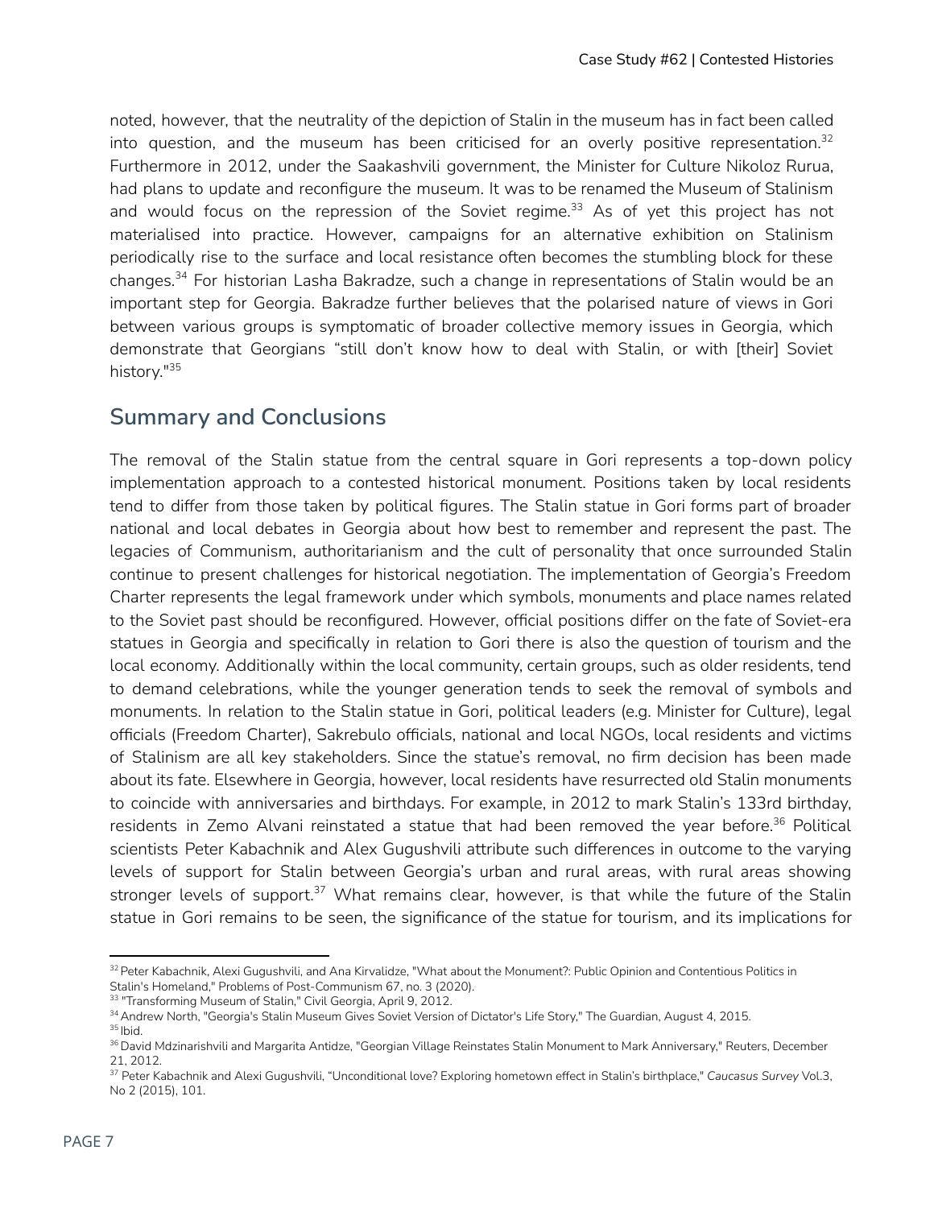noted, however, that the neutrality of the depiction of Stalin in the museum has in fact been called into question, and the museum has been criticised for an overly positive representation.[32] Furthermore in 2012, under the Saakashvili government, the Minister for Culture Nikoloz Rurua, had plans to update and reconfigure the museum. It was to be renamed the Museum of Stalinism and would focus on the repression of the Soviet regime.[33] As of yet this project has not materialised into practice. However, campaigns for an alternative exhibition on Stalinism periodically rise to the surface and local resistance often becomes the stumbling block for these changes.[34] For historian Lasha Bakradze, such a change in representations of Stalin would be an important step for Georgia. Bakradze further believes that the polarised nature of views in Gori between various groups is symptomatic of broader collective memory issues in Georgia, which demonstrate that Georgians "still don't know how to deal with Stalin, or with [their] Soviet history."[35]

## Summary and Conclusions

The removal of the Stalin statue from the central square in Gori represents a top-down policy implementation approach to a contested historical monument. Positions taken by local residents tend to differ from those taken by political figures. The Stalin statue in Gori forms part of broader national and local debates in Georgia about how best to remember and represent the past. The legacies of Communism, authoritarianism and the cult of personality that once surrounded Stalin continue to present challenges for historical negotiation. The implementation of Georgia's Freedom Charter represents the legal framework under which symbols, monuments and place names related to the Soviet past should be reconfigured. However, official positions differ on the fate of Soviet-era statues in Georgia and specifically in relation to Gori there is also the question of tourism and the local economy. Additionally within the local community, certain groups, such as older residents, tend to demand celebrations, while the younger generation tends to seek the removal of symbols and monuments. In relation to the Stalin statue in Gori, political leaders (e.g. Minister for Culture), legal officials (Freedom Charter), Sakrebulo officials, national and local NGOs, local residents and victims of Stalinism are all key stakeholders. Since the statue's removal, no firm decision has been made about its fate. Elsewhere in Georgia, however, local residents have resurrected old Stalin monuments to coincide with anniversaries and birthdays. For example, in 2012 to mark Stalin's 133rd birthday, residents in Zemo Alvani reinstated a statue that had been removed the year before.[36] Political scientists Peter Kabachnik and Alex Gugushvili attribute such differences in outcome to the varying levels of support for Stalin between Georgia's urban and rural areas, with rural areas showing stronger levels of support.[37] What remains clear, however, is that while the future of the Stalin statue in Gori remains to be seen, the significance of the statue for tourism, and its implications for

---

[32] Peter Kabachnik, Alexi Gugushvili, and Ana Kirvalidze, "What about the Monument?: Public Opinion and Contentious Politics in Stalin's Homeland," Problems of Post-Communism 67, no. 3 (2020).

[33] "Transforming Museum of Stalin," Civil Georgia, April 9, 2012.

[34] Andrew North, "Georgia's Stalin Museum Gives Soviet Version of Dictator's Life Story," The Guardian, August 4, 2015.

[35] Ibid.

[36] David Mdzinarishvili and Margarita Antidze, "Georgian Village Reinstates Stalin Monument to Mark Anniversary," Reuters, December 21, 2012.

[37] Peter Kabachnik and Alexi Gugushvili, "Unconditional love? Exploring hometown effect in Stalin's birthplace," *Caucasus Survey* Vol.3, No 2 (2015), 101.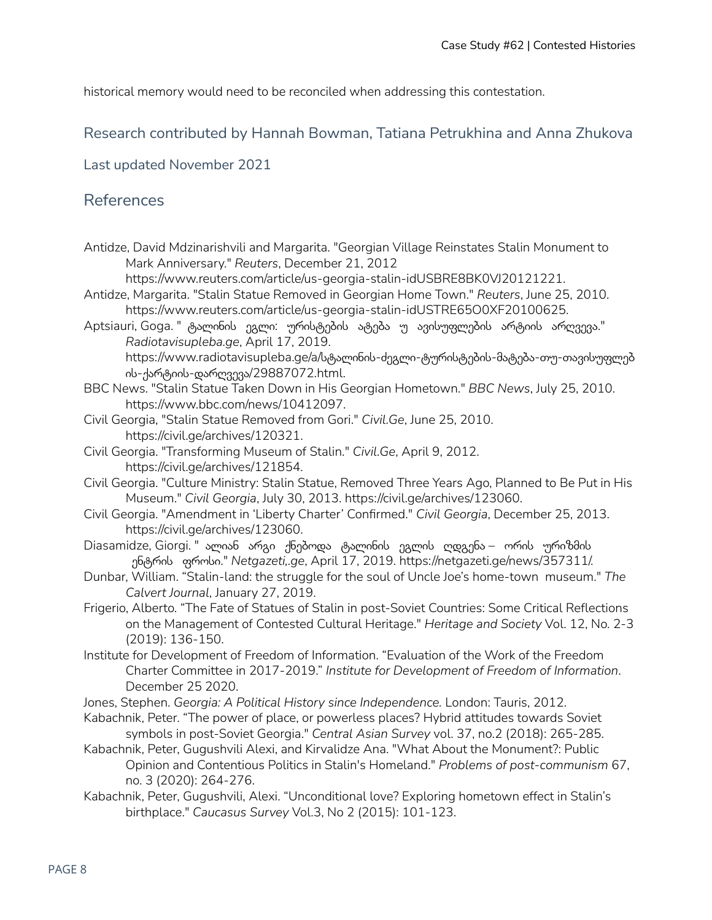historical memory would need to be reconciled when addressing this contestation.

### Research contributed by Hannah Bowman, Tatiana Petrukhina and Anna Zhukova

Last updated November 2021

## References

Antidze, David Mdzinarishvili and Margarita. "Georgian Village Reinstates Stalin Monument to Mark Anniversary." *Reuters*, December 21, 2012 https://www.reuters.com/article/us-georgia-stalin-idUSBRE8BK0VJ20121221.

Antidze, Margarita. "Stalin Statue Removed in Georgian Home Town." *Reuters*, June 25, 2010. https://www.reuters.com/article/us-georgia-stalin-idUSTRE65O0XF20100625.

Aptsiauri, Goga. " ტალინის ეგლი: ურისტების ატება უ ავისუფლების არტიის არღვევა." *Radiotavisupleba.ge*, April 17, 2019. https://www.radiotavisupleba.ge/a/სტალინის-ძეგლი-ტურისტების-მატება-თუ-თავისუფლების-ქარტიის-დარღვევა/29887072.html.

BBC News. "Stalin Statue Taken Down in His Georgian Hometown." *BBC News*, July 25, 2010. https://www.bbc.com/news/10412097.

Civil Georgia, "Stalin Statue Removed from Gori." *Civil.Ge*, June 25, 2010. https://civil.ge/archives/120321.

Civil Georgia. "Transforming Museum of Stalin." *Civil.Ge*, April 9, 2012. https://civil.ge/archives/121854.

Civil Georgia. "Culture Ministry: Stalin Statue, Removed Three Years Ago, Planned to Be Put in His Museum." *Civil Georgia*, July 30, 2013. https://civil.ge/archives/123060.

Civil Georgia. "Amendment in 'Liberty Charter' Confirmed." *Civil Georgia*, December 25, 2013. https://civil.ge/archives/123060.

Diasamidze, Giorgi. " ალიან არგი ქნებოდა ტალინის ეგლის ლდგენა – ორის ურიზმის ენტრის ფროსი." *Netgazeti,.ge*, April 17, 2019. https://netgazeti.ge/news/357311/.

Dunbar, William. "Stalin-land: the struggle for the soul of Uncle Joe's home-town museum." *The Calvert Journal*, January 27, 2019.

Frigerio, Alberto. "The Fate of Statues of Stalin in post-Soviet Countries: Some Critical Reflections on the Management of Contested Cultural Heritage." *Heritage and Society* Vol. 12, No. 2-3 (2019): 136-150.

Institute for Development of Freedom of Information. "Evaluation of the Work of the Freedom Charter Committee in 2017-2019." *Institute for Development of Freedom of Information*. December 25 2020.

Jones, Stephen. *Georgia: A Political History since Independence.* London: Tauris, 2012.

Kabachnik, Peter. "The power of place, or powerless places? Hybrid attitudes towards Soviet symbols in post-Soviet Georgia." *Central Asian Survey* vol. 37, no.2 (2018): 265-285.

Kabachnik, Peter, Gugushvili Alexi, and Kirvalidze Ana. "What About the Monument?: Public Opinion and Contentious Politics in Stalin's Homeland." *Problems of post-communism* 67, no. 3 (2020): 264-276.

Kabachnik, Peter, Gugushvili, Alexi. "Unconditional love? Exploring hometown effect in Stalin's birthplace." *Caucasus Survey* Vol.3, No 2 (2015): 101-123.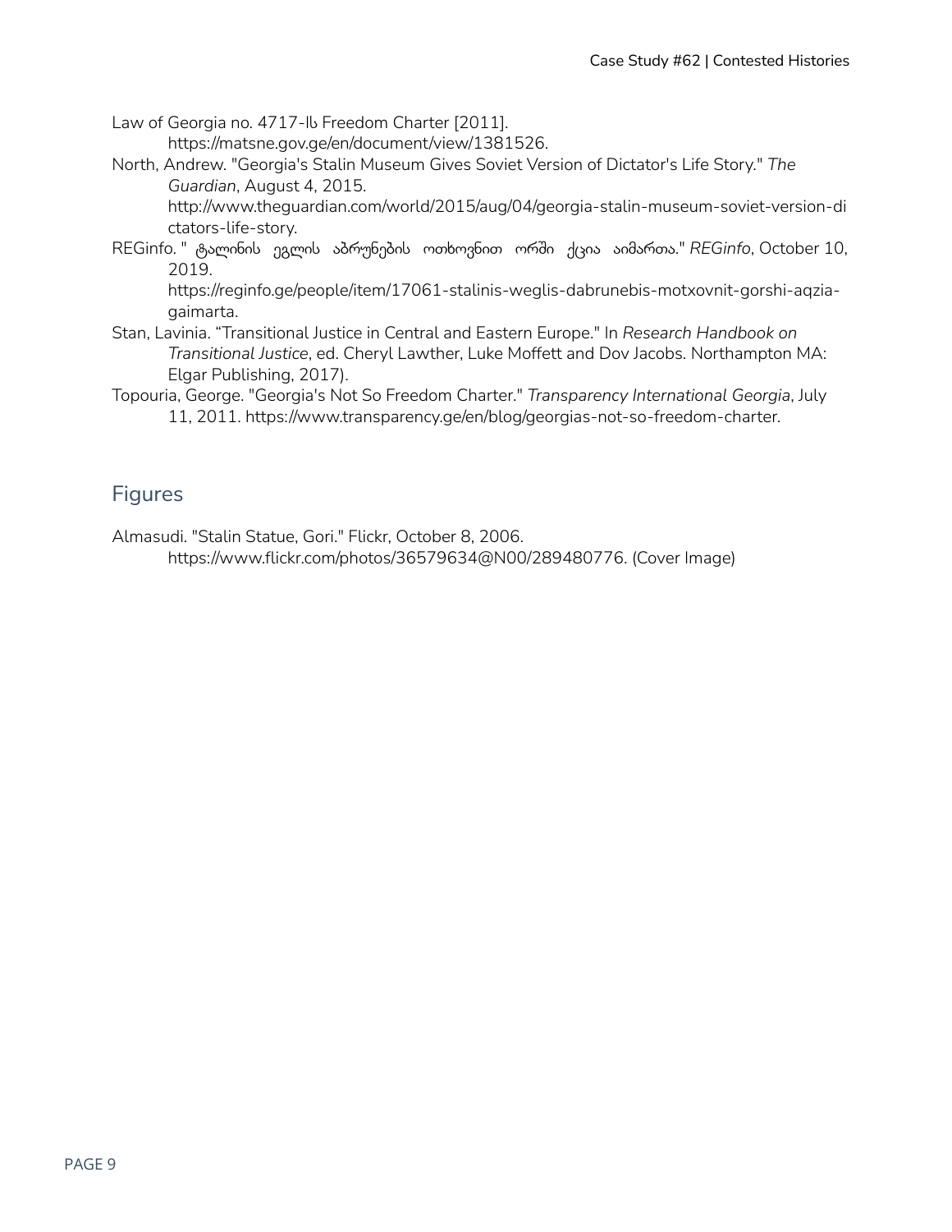Law of Georgia no. 4717-Iს Freedom Charter [2011]. https://matsne.gov.ge/en/document/view/1381526.

North, Andrew. "Georgia's Stalin Museum Gives Soviet Version of Dictator's Life Story." *The Guardian*, August 4, 2015. http://www.theguardian.com/world/2015/aug/04/georgia-stalin-museum-soviet-version-dictators-life-story.

REGinfo. " ტალინის ეგლის აბრუნების ოთხოვნით ორში ქცია აიმართა." *REGinfo*, October 10, 2019. https://reginfo.ge/people/item/17061-stalinis-weglis-dabrunebis-motxovnit-gorshi-aqzia-gaimarta.

Stan, Lavinia. "Transitional Justice in Central and Eastern Europe." In *Research Handbook on Transitional Justice*, ed. Cheryl Lawther, Luke Moffett and Dov Jacobs. Northampton MA: Elgar Publishing, 2017).

Topouria, George. "Georgia's Not So Freedom Charter." *Transparency International Georgia*, July 11, 2011. https://www.transparency.ge/en/blog/georgias-not-so-freedom-charter.

## Figures

Almasudi. "Stalin Statue, Gori." Flickr, October 8, 2006. https://www.flickr.com/photos/36579634@N00/289480776. (Cover Image)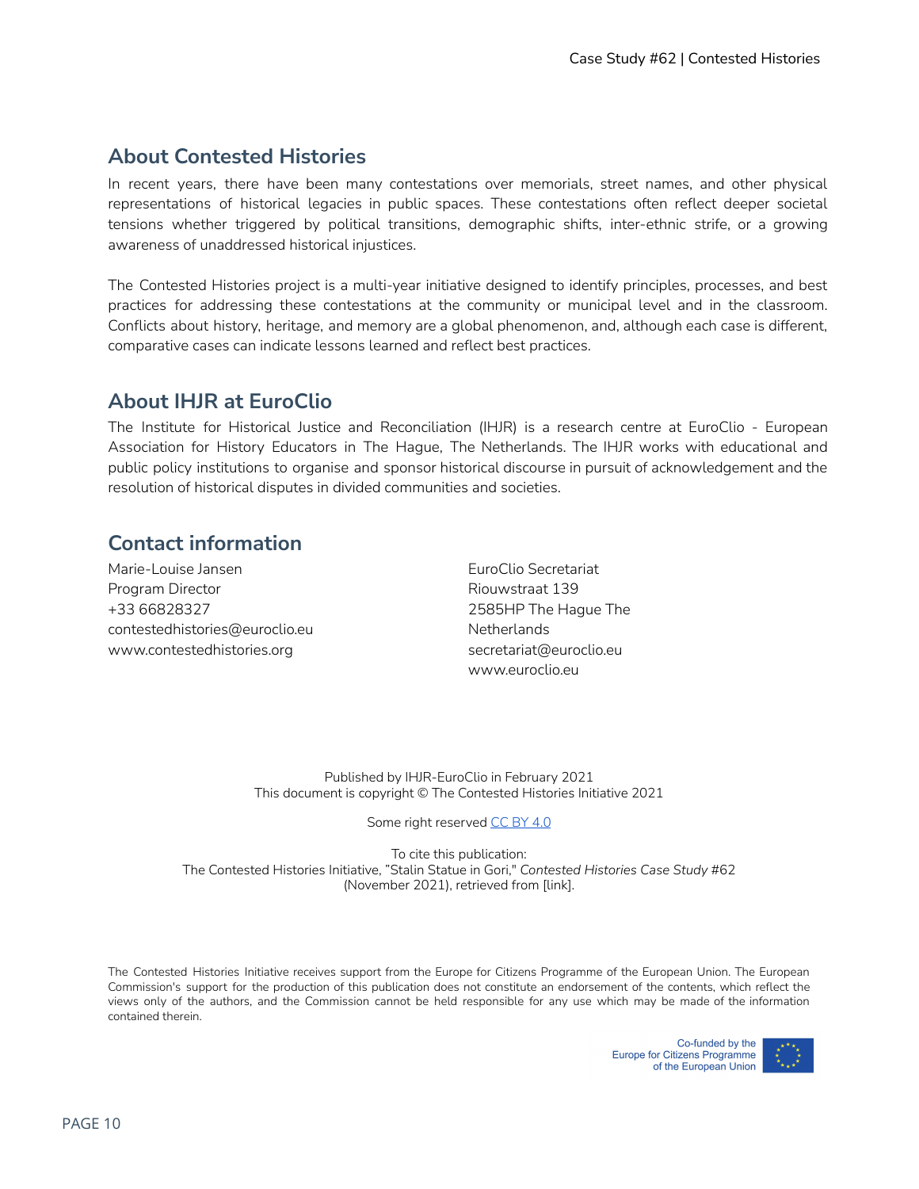## About Contested Histories

In recent years, there have been many contestations over memorials, street names, and other physical representations of historical legacies in public spaces. These contestations often reflect deeper societal tensions whether triggered by political transitions, demographic shifts, inter-ethnic strife, or a growing awareness of unaddressed historical injustices.

The Contested Histories project is a multi-year initiative designed to identify principles, processes, and best practices for addressing these contestations at the community or municipal level and in the classroom. Conflicts about history, heritage, and memory are a global phenomenon, and, although each case is different, comparative cases can indicate lessons learned and reflect best practices.

## About IHJR at EuroClio

The Institute for Historical Justice and Reconciliation (IHJR) is a research centre at EuroClio - European Association for History Educators in The Hague, The Netherlands. The IHJR works with educational and public policy institutions to organise and sponsor historical discourse in pursuit of acknowledgement and the resolution of historical disputes in divided communities and societies.

## Contact information

Marie-Louise Jansen
Program Director
+33 66828327
contestedhistories@euroclio.eu
www.contestedhistories.org

EuroClio Secretariat
Riouwstraat 139
2585HP The Hague The Netherlands
secretariat@euroclio.eu
www.euroclio.eu

Published by IHJR-EuroClio in February 2021
This document is copyright © The Contested Histories Initiative 2021

Some right reserved [CC BY 4.0](https://creativecommons.org/licenses/by/4.0/)

To cite this publication:
The Contested Histories Initiative, "Stalin Statue in Gori," *Contested Histories Case Study* #62 (November 2021), retrieved from [link].

The Contested Histories Initiative receives support from the Europe for Citizens Programme of the European Union. The European Commission's support for the production of this publication does not constitute an endorsement of the contents, which reflect the views only of the authors, and the Commission cannot be held responsible for any use which may be made of the information contained therein.

Co-funded by the Europe for Citizens Programme of the European Union